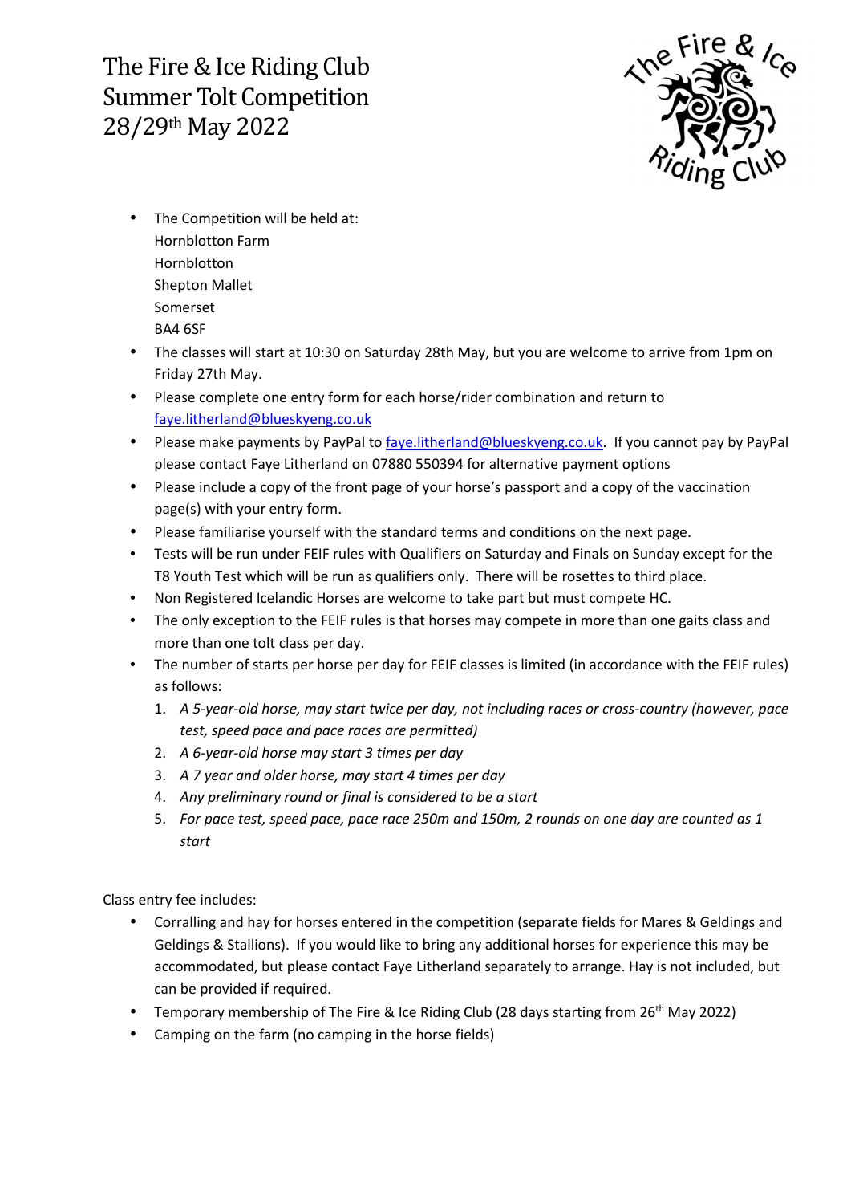# The Fire & Ice Riding Club Summer Tolt Competition 28/29th May 2022

- The Competition will be held at:
  Hornblotton Farm
  Hornblotton
  Shepton Mallet
  Somerset
  BA4 6SF
- The classes will start at 10:30 on Saturday 28th May, but you are welcome to arrive from 1pm on Friday 27th May.
- Please complete one entry form for each horse/rider combination and return to faye.litherland@blueskyeng.co.uk
- Please make payments by PayPal to faye.litherland@blueskyeng.co.uk. If you cannot pay by PayPal please contact Faye Litherland on 07880 550394 for alternative payment options
- Please include a copy of the front page of your horse's passport and a copy of the vaccination page(s) with your entry form.
- Please familiarise yourself with the standard terms and conditions on the next page.
- Tests will be run under FEIF rules with Qualifiers on Saturday and Finals on Sunday except for the T8 Youth Test which will be run as qualifiers only. There will be rosettes to third place.
- Non Registered Icelandic Horses are welcome to take part but must compete HC.
- The only exception to the FEIF rules is that horses may compete in more than one gaits class and more than one tolt class per day.
- The number of starts per horse per day for FEIF classes is limited (in accordance with the FEIF rules) as follows:
  1. *A 5-year-old horse, may start twice per day, not including races or cross-country (however, pace test, speed pace and pace races are permitted)*
  2. *A 6-year-old horse may start 3 times per day*
  3. *A 7 year and older horse, may start 4 times per day*
  4. *Any preliminary round or final is considered to be a start*
  5. *For pace test, speed pace, pace race 250m and 150m, 2 rounds on one day are counted as 1 start*

Class entry fee includes:

- Corralling and hay for horses entered in the competition (separate fields for Mares & Geldings and Geldings & Stallions). If you would like to bring any additional horses for experience this may be accommodated, but please contact Faye Litherland separately to arrange. Hay is not included, but can be provided if required.
- Temporary membership of The Fire & Ice Riding Club (28 days starting from 26th May 2022)
- Camping on the farm (no camping in the horse fields)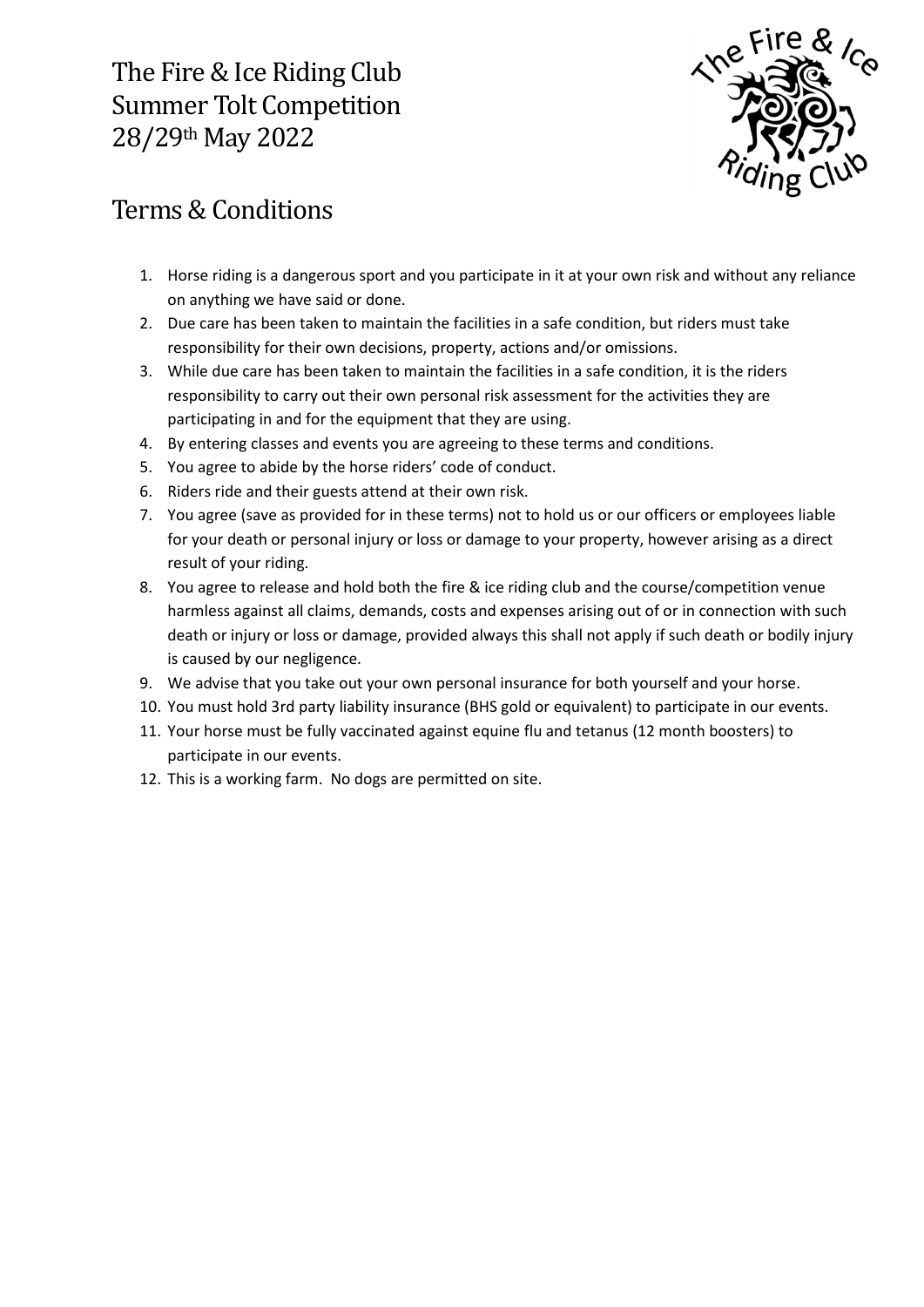# The Fire & Ice Riding Club
# Summer Tolt Competition
# 28/29th May 2022

## Terms & Conditions

1. Horse riding is a dangerous sport and you participate in it at your own risk and without any reliance on anything we have said or done.
2. Due care has been taken to maintain the facilities in a safe condition, but riders must take responsibility for their own decisions, property, actions and/or omissions.
3. While due care has been taken to maintain the facilities in a safe condition, it is the riders responsibility to carry out their own personal risk assessment for the activities they are participating in and for the equipment that they are using.
4. By entering classes and events you are agreeing to these terms and conditions.
5. You agree to abide by the horse riders' code of conduct.
6. Riders ride and their guests attend at their own risk.
7. You agree (save as provided for in these terms) not to hold us or our officers or employees liable for your death or personal injury or loss or damage to your property, however arising as a direct result of your riding.
8. You agree to release and hold both the fire & ice riding club and the course/competition venue harmless against all claims, demands, costs and expenses arising out of or in connection with such death or injury or loss or damage, provided always this shall not apply if such death or bodily injury is caused by our negligence.
9. We advise that you take out your own personal insurance for both yourself and your horse.
10. You must hold 3rd party liability insurance (BHS gold or equivalent) to participate in our events.
11. Your horse must be fully vaccinated against equine flu and tetanus (12 month boosters) to participate in our events.
12. This is a working farm. No dogs are permitted on site.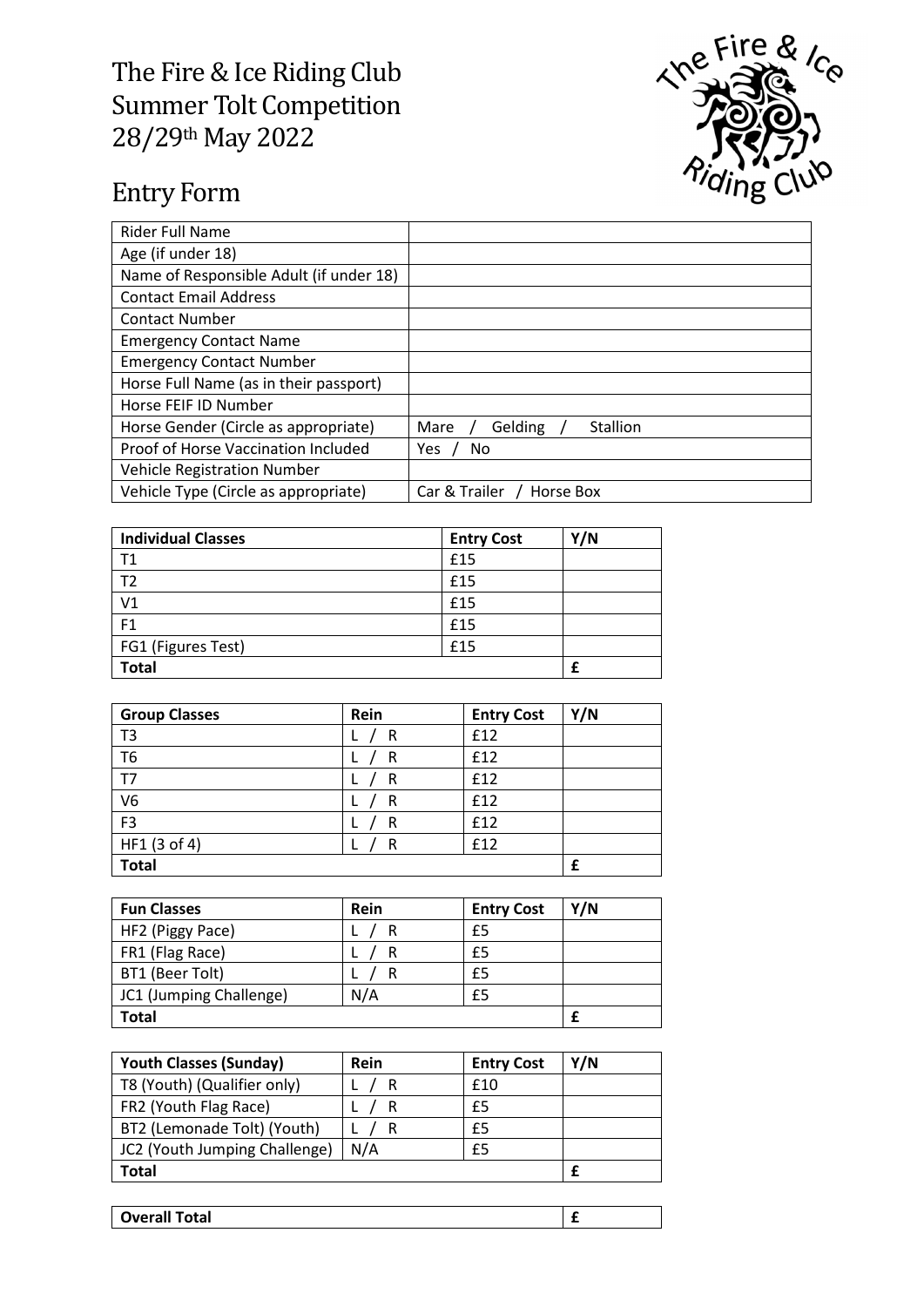# The Fire & Ice Riding Club Summer Tolt Competition 28/29th May 2022

## Entry Form

| | |
|---|---|
| Rider Full Name | |
| Age (if under 18) | |
| Name of Responsible Adult (if under 18) | |
| Contact Email Address | |
| Contact Number | |
| Emergency Contact Name | |
| Emergency Contact Number | |
| Horse Full Name (as in their passport) | |
| Horse FEIF ID Number | |
| Horse Gender (Circle as appropriate) | Mare / Gelding / Stallion |
| Proof of Horse Vaccination Included | Yes / No |
| Vehicle Registration Number | |
| Vehicle Type (Circle as appropriate) | Car & Trailer / Horse Box |

| **Individual Classes** | **Entry Cost** | **Y/N** |
|---|---|---|
| T1 | £15 | |
| T2 | £15 | |
| V1 | £15 | |
| F1 | £15 | |
| FG1 (Figures Test) | £15 | |
| **Total** | | **£** |

| **Group Classes** | **Rein** | **Entry Cost** | **Y/N** |
|---|---|---|---|
| T3 | L / R | £12 | |
| T6 | L / R | £12 | |
| T7 | L / R | £12 | |
| V6 | L / R | £12 | |
| F3 | L / R | £12 | |
| HF1 (3 of 4) | L / R | £12 | |
| **Total** | | | **£** |

| **Fun Classes** | **Rein** | **Entry Cost** | **Y/N** |
|---|---|---|---|
| HF2 (Piggy Pace) | L / R | £5 | |
| FR1 (Flag Race) | L / R | £5 | |
| BT1 (Beer Tolt) | L / R | £5 | |
| JC1 (Jumping Challenge) | N/A | £5 | |
| **Total** | | | **£** |

| **Youth Classes (Sunday)** | **Rein** | **Entry Cost** | **Y/N** |
|---|---|---|---|
| T8 (Youth) (Qualifier only) | L / R | £10 | |
| FR2 (Youth Flag Race) | L / R | £5 | |
| BT2 (Lemonade Tolt) (Youth) | L / R | £5 | |
| JC2 (Youth Jumping Challenge) | N/A | £5 | |
| **Total** | | | **£** |

| | |
|---|---|
| **Overall Total** | **£** |